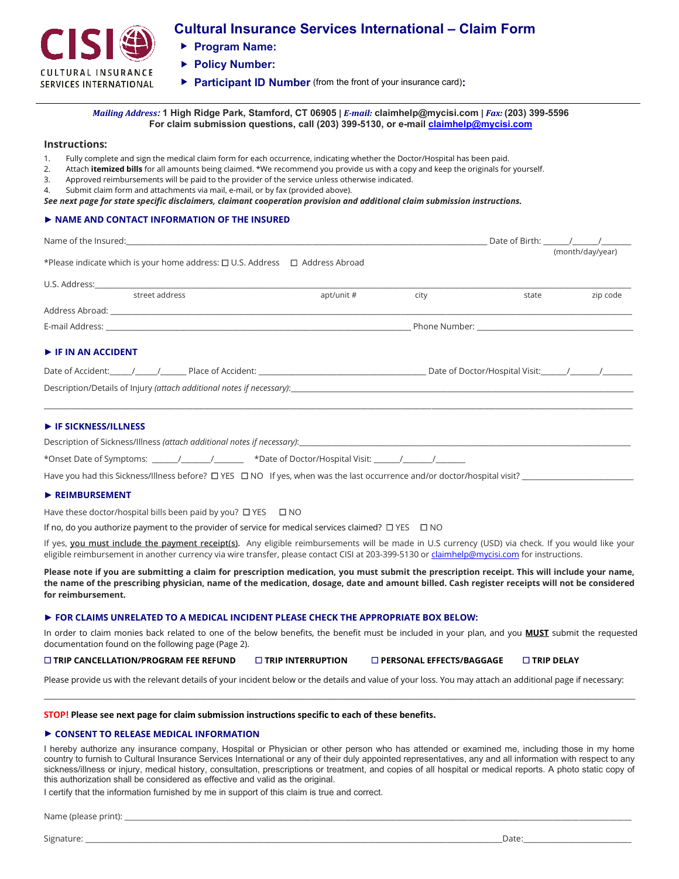CISI CULTURAL INSURANCE SERVICES INTERNATIONAL

# Cultural Insurance Services International – Claim Form

- **Program Name:**
- **Policy Number:**
- **Participant ID Number** (from the front of your insurance card)**:**

*Mailing Address:* **1 High Ridge Park, Stamford, CT 06905** | *E-mail:* **claimhelp@mycisi.com** | *Fax:* **(203) 399-5596**
**For claim submission questions, call (203) 399-5130, or e-mail claimhelp@mycisi.com**

## Instructions:

1. Fully complete and sign the medical claim form for each occurrence, indicating whether the Doctor/Hospital has been paid.
2. Attach **itemized bills** for all amounts being claimed. *We recommend you provide us with a copy and keep the originals for yourself.
3. Approved reimbursements will be paid to the provider of the service unless otherwise indicated.
4. Submit claim form and attachments via mail, e-mail, or by fax (provided above).

***See next page for state specific disclaimers, claimant cooperation provision and additional claim submission instructions.***

### ► NAME AND CONTACT INFORMATION OF THE INSURED

Name of the Insured:______________________________ Date of Birth: ____/____/____ (month/day/year)

*Please indicate which is your home address: ☐ U.S. Address ☐ Address Abroad

U.S. Address:______________________________
street address | apt/unit # | city | state | zip code

Address Abroad: ______________________________

E-mail Address: ______________________________ Phone Number: ______________________________

### ► IF IN AN ACCIDENT

Date of Accident:____/____/____ Place of Accident: ______________________ Date of Doctor/Hospital Visit:____/____/____

Description/Details of Injury *(attach additional notes if necessary)*:______________________________

______________________________

### ► IF SICKNESS/ILLNESS

Description of Sickness/Illness *(attach additional notes if necessary)*:______________________________

*Onset Date of Symptoms: ____/____/____ *Date of Doctor/Hospital Visit: ____/____/____

Have you had this Sickness/Illness before? ☐ YES ☐ NO If yes, when was the last occurrence and/or doctor/hospital visit? ____________

### ► REIMBURSEMENT

Have these doctor/hospital bills been paid by you? ☐ YES ☐ NO

If no, do you authorize payment to the provider of service for medical services claimed? ☐ YES ☐ NO

If yes, <u>you must include the payment receipt(s)</u>. Any eligible reimbursements will be made in U.S currency (USD) via check. If you would like your eligible reimbursement in another currency via wire transfer, please contact CISI at 203-399-5130 or claimhelp@mycisi.com for instructions.

**Please note if you are submitting a claim for prescription medication, you must submit the prescription receipt. This will include your name, the name of the prescribing physician, name of the medication, dosage, date and amount billed. Cash register receipts will not be considered for reimbursement.**

### ► FOR CLAIMS UNRELATED TO A MEDICAL INCIDENT PLEASE CHECK THE APPROPRIATE BOX BELOW:

In order to claim monies back related to one of the below benefits, the benefit must be included in your plan, and you **<u>MUST</u>** submit the requested documentation found on the following page (Page 2).

☐ **TRIP CANCELLATION/PROGRAM FEE REFUND** ☐ **TRIP INTERRUPTION** ☐ **PERSONAL EFFECTS/BAGGAGE** ☐ **TRIP DELAY**

Please provide us with the relevant details of your incident below or the details and value of your loss. You may attach an additional page if necessary:

______________________________

**STOP! Please see next page for claim submission instructions specific to each of these benefits.**

### ► CONSENT TO RELEASE MEDICAL INFORMATION

I hereby authorize any insurance company, Hospital or Physician or other person who has attended or examined me, including those in my home country to furnish to Cultural Insurance Services International or any of their duly appointed representatives, any and all information with respect to any sickness/illness or injury, medical history, consultation, prescriptions or treatment, and copies of all hospital or medical reports. A photo static copy of this authorization shall be considered as effective and valid as the original.

I certify that the information furnished by me in support of this claim is true and correct.

Name (please print): ______________________________

Signature: ______________________________ Date:____________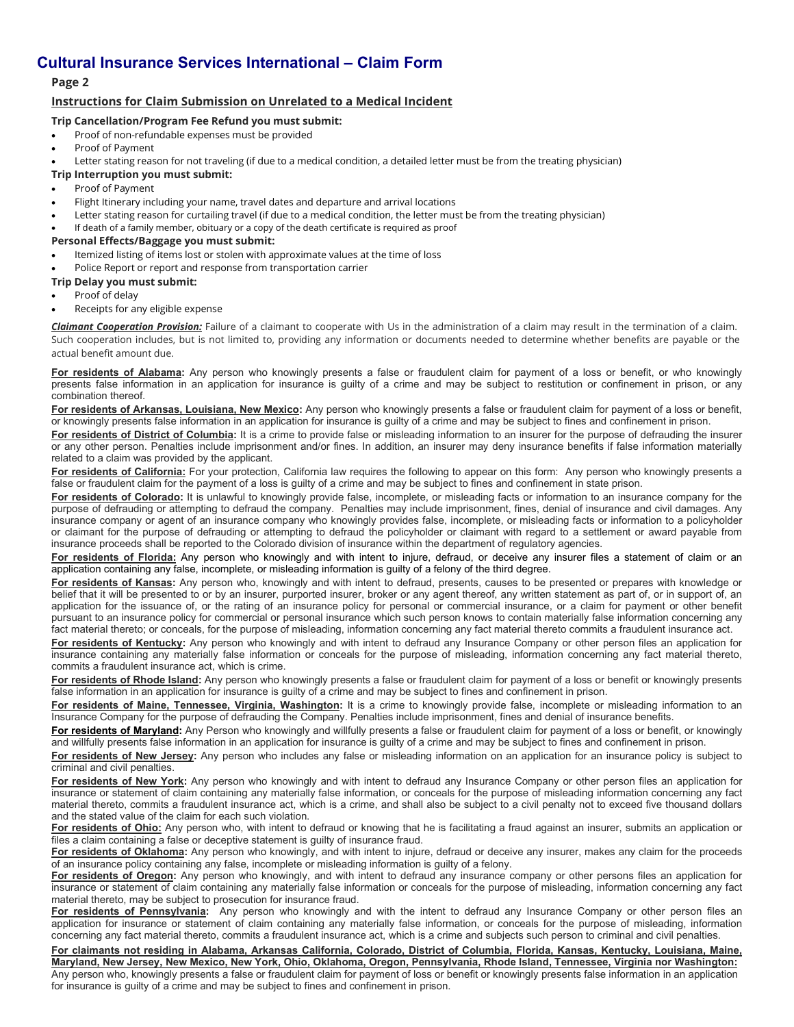# Cultural Insurance Services International – Claim Form

**Page 2**

## Instructions for Claim Submission on Unrelated to a Medical Incident

**Trip Cancellation/Program Fee Refund you must submit:**

- Proof of non-refundable expenses must be provided
- Proof of Payment
- Letter stating reason for not traveling (if due to a medical condition, a detailed letter must be from the treating physician)

**Trip Interruption you must submit:**

- Proof of Payment
- Flight Itinerary including your name, travel dates and departure and arrival locations
- Letter stating reason for curtailing travel (if due to a medical condition, the letter must be from the treating physician)
- If death of a family member, obituary or a copy of the death certificate is required as proof

**Personal Effects/Baggage you must submit:**

- Itemized listing of items lost or stolen with approximate values at the time of loss
- Police Report or report and response from transportation carrier

**Trip Delay you must submit:**

- Proof of delay
- Receipts for any eligible expense

***Claimant Cooperation Provision:*** Failure of a claimant to cooperate with Us in the administration of a claim may result in the termination of a claim. Such cooperation includes, but is not limited to, providing any information or documents needed to determine whether benefits are payable or the actual benefit amount due.

**For residents of Alabama:** Any person who knowingly presents a false or fraudulent claim for payment of a loss or benefit, or who knowingly presents false information in an application for insurance is guilty of a crime and may be subject to restitution or confinement in prison, or any combination thereof.

**For residents of Arkansas, Louisiana, New Mexico:** Any person who knowingly presents a false or fraudulent claim for payment of a loss or benefit, or knowingly presents false information in an application for insurance is guilty of a crime and may be subject to fines and confinement in prison.

**For residents of District of Columbia:** It is a crime to provide false or misleading information to an insurer for the purpose of defrauding the insurer or any other person. Penalties include imprisonment and/or fines. In addition, an insurer may deny insurance benefits if false information materially related to a claim was provided by the applicant.

**For residents of California:** For your protection, California law requires the following to appear on this form: Any person who knowingly presents a false or fraudulent claim for the payment of a loss is guilty of a crime and may be subject to fines and confinement in state prison.

**For residents of Colorado:** It is unlawful to knowingly provide false, incomplete, or misleading facts or information to an insurance company for the purpose of defrauding or attempting to defraud the company. Penalties may include imprisonment, fines, denial of insurance and civil damages. Any insurance company or agent of an insurance company who knowingly provides false, incomplete, or misleading facts or information to a policyholder or claimant for the purpose of defrauding or attempting to defraud the policyholder or claimant with regard to a settlement or award payable from insurance proceeds shall be reported to the Colorado division of insurance within the department of regulatory agencies.

**For residents of Florida:** Any person who knowingly and with intent to injure, defraud, or deceive any insurer files a statement of claim or an application containing any false, incomplete, or misleading information is guilty of a felony of the third degree.

**For residents of Kansas:** Any person who, knowingly and with intent to defraud, presents, causes to be presented or prepares with knowledge or belief that it will be presented to or by an insurer, purported insurer, broker or any agent thereof, any written statement as part of, or in support of, an application for the issuance of, or the rating of an insurance policy for personal or commercial insurance, or a claim for payment or other benefit pursuant to an insurance policy for commercial or personal insurance which such person knows to contain materially false information concerning any fact material thereto; or conceals, for the purpose of misleading, information concerning any fact material thereto commits a fraudulent insurance act.

**For residents of Kentucky:** Any person who knowingly and with intent to defraud any Insurance Company or other person files an application for insurance containing any materially false information or conceals for the purpose of misleading, information concerning any fact material thereto, commits a fraudulent insurance act, which is crime.

**For residents of Rhode Island:** Any person who knowingly presents a false or fraudulent claim for payment of a loss or benefit or knowingly presents false information in an application for insurance is guilty of a crime and may be subject to fines and confinement in prison.

**For residents of Maine, Tennessee, Virginia, Washington:** It is a crime to knowingly provide false, incomplete or misleading information to an Insurance Company for the purpose of defrauding the Company. Penalties include imprisonment, fines and denial of insurance benefits.

**For residents of Maryland:** Any Person who knowingly and willfully presents a false or fraudulent claim for payment of a loss or benefit, or knowingly and willfully presents false information in an application for insurance is guilty of a crime and may be subject to fines and confinement in prison.

**For residents of New Jersey:** Any person who includes any false or misleading information on an application for an insurance policy is subject to criminal and civil penalties.

**For residents of New York:** Any person who knowingly and with intent to defraud any Insurance Company or other person files an application for insurance or statement of claim containing any materially false information, or conceals for the purpose of misleading information concerning any fact material thereto, commits a fraudulent insurance act, which is a crime, and shall also be subject to a civil penalty not to exceed five thousand dollars and the stated value of the claim for each such violation.

**For residents of Ohio:** Any person who, with intent to defraud or knowing that he is facilitating a fraud against an insurer, submits an application or files a claim containing a false or deceptive statement is guilty of insurance fraud.

**For residents of Oklahoma:** Any person who knowingly, and with intent to injure, defraud or deceive any insurer, makes any claim for the proceeds of an insurance policy containing any false, incomplete or misleading information is guilty of a felony.

**For residents of Oregon:** Any person who knowingly, and with intent to defraud any insurance company or other persons files an application for insurance or statement of claim containing any materially false information or conceals for the purpose of misleading, information concerning any fact material thereto, may be subject to prosecution for insurance fraud.

**For residents of Pennsylvania:** Any person who knowingly and with the intent to defraud any Insurance Company or other person files an application for insurance or statement of claim containing any materially false information, or conceals for the purpose of misleading, information concerning any fact material thereto, commits a fraudulent insurance act, which is a crime and subjects such person to criminal and civil penalties.

**For claimants not residing in Alabama, Arkansas California, Colorado, District of Columbia, Florida, Kansas, Kentucky, Louisiana, Maine, Maryland, New Jersey, New Mexico, New York, Ohio, Oklahoma, Oregon, Pennsylvania, Rhode Island, Tennessee, Virginia nor Washington:** Any person who, knowingly presents a false or fraudulent claim for payment of loss or benefit or knowingly presents false information in an application for insurance is guilty of a crime and may be subject to fines and confinement in prison.